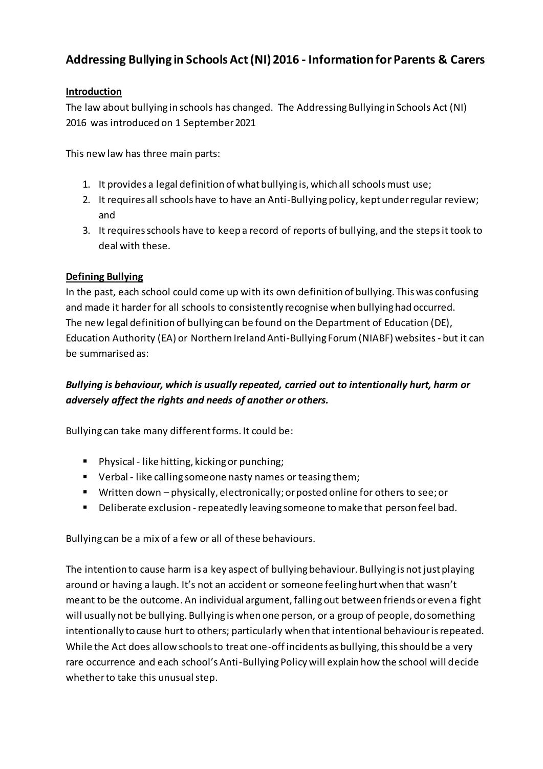# Addressing Bullying in Schools Act (NI) 2016 - Information for Parents & Carers

## Introduction

The law about bullying in schools has changed. The Addressing Bullying in Schools Act (NI) 2016 was introduced on 1 September 2021

This new law has three main parts:

1. It provides a legal definition of what bullying is, which all schools must use;
2. It requires all schools have to have an Anti-Bullying policy, kept under regular review; and
3. It requires schools have to keep a record of reports of bullying, and the steps it took to deal with these.

## Defining Bullying

In the past, each school could come up with its own definition of bullying. This was confusing and made it harder for all schools to consistently recognise when bullying had occurred. The new legal definition of bullying can be found on the Department of Education (DE), Education Authority (EA) or Northern Ireland Anti-Bullying Forum (NIABF) websites - but it can be summarised as:

***Bullying is behaviour, which is usually repeated, carried out to intentionally hurt, harm or adversely affect the rights and needs of another or others.***

Bullying can take many different forms. It could be:

- Physical - like hitting, kicking or punching;
- Verbal - like calling someone nasty names or teasing them;
- Written down – physically, electronically; or posted online for others to see; or
- Deliberate exclusion - repeatedly leaving someone to make that person feel bad.

Bullying can be a mix of a few or all of these behaviours.

The intention to cause harm is a key aspect of bullying behaviour. Bullying is not just playing around or having a laugh. It's not an accident or someone feeling hurt when that wasn't meant to be the outcome. An individual argument, falling out between friends or even a fight will usually not be bullying. Bullying is when one person, or a group of people, do something intentionally to cause hurt to others; particularly when that intentional behaviour is repeated. While the Act does allow schools to treat one-off incidents as bullying, this should be a very rare occurrence and each school's Anti-Bullying Policy will explain how the school will decide whether to take this unusual step.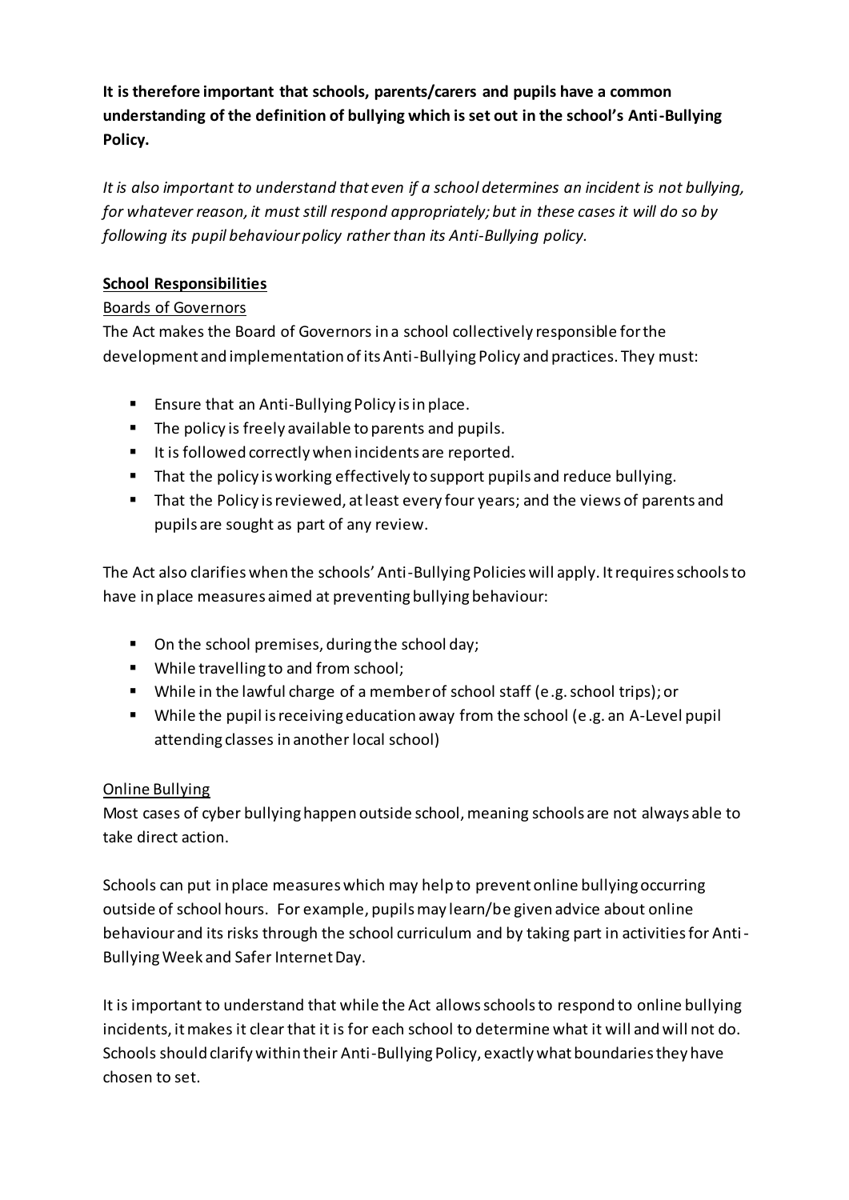**It is therefore important that schools, parents/carers and pupils have a common understanding of the definition of bullying which is set out in the school's Anti-Bullying Policy.**

*It is also important to understand that even if a school determines an incident is not bullying, for whatever reason, it must still respond appropriately; but in these cases it will do so by following its pupil behaviour policy rather than its Anti-Bullying policy.*

## School Responsibilities

### Boards of Governors

The Act makes the Board of Governors in a school collectively responsible for the development and implementation of its Anti-Bullying Policy and practices. They must:

- Ensure that an Anti-Bullying Policy is in place.
- The policy is freely available to parents and pupils.
- It is followed correctly when incidents are reported.
- That the policy is working effectively to support pupils and reduce bullying.
- That the Policy is reviewed, at least every four years; and the views of parents and pupils are sought as part of any review.

The Act also clarifies when the schools' Anti-Bullying Policies will apply. It requires schools to have in place measures aimed at preventing bullying behaviour:

- On the school premises, during the school day;
- While travelling to and from school;
- While in the lawful charge of a member of school staff (e.g. school trips); or
- While the pupil is receiving education away from the school (e.g. an A-Level pupil attending classes in another local school)

### Online Bullying

Most cases of cyber bullying happen outside school, meaning schools are not always able to take direct action.

Schools can put in place measures which may help to prevent online bullying occurring outside of school hours. For example, pupils may learn/be given advice about online behaviour and its risks through the school curriculum and by taking part in activities for Anti-Bullying Week and Safer Internet Day.

It is important to understand that while the Act allows schools to respond to online bullying incidents, it makes it clear that it is for each school to determine what it will and will not do. Schools should clarify within their Anti-Bullying Policy, exactly what boundaries they have chosen to set.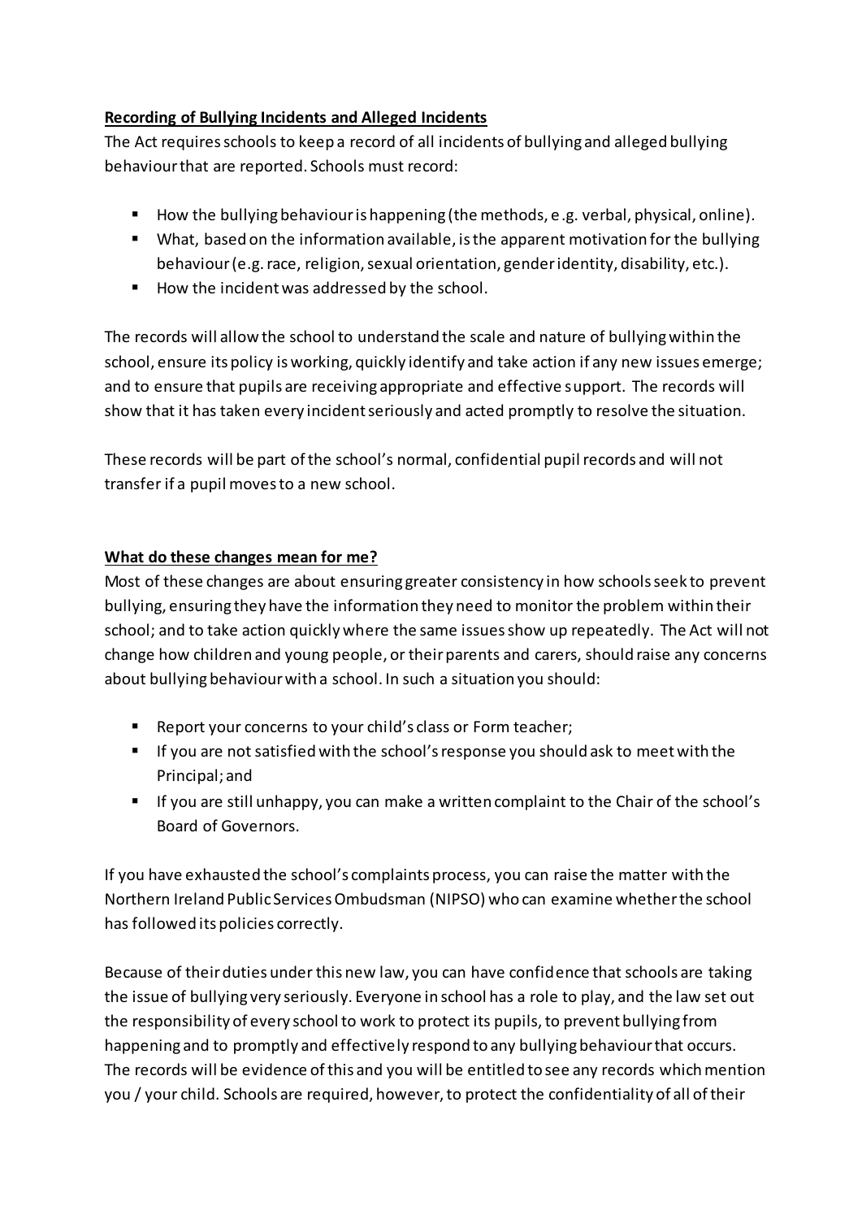**Recording of Bullying Incidents and Alleged Incidents**

The Act requires schools to keep a record of all incidents of bullying and alleged bullying behaviour that are reported. Schools must record:

- How the bullying behaviour is happening (the methods, e.g. verbal, physical, online).
- What, based on the information available, is the apparent motivation for the bullying behaviour (e.g. race, religion, sexual orientation, gender identity, disability, etc.).
- How the incident was addressed by the school.

The records will allow the school to understand the scale and nature of bullying within the school, ensure its policy is working, quickly identify and take action if any new issues emerge; and to ensure that pupils are receiving appropriate and effective support. The records will show that it has taken every incident seriously and acted promptly to resolve the situation.

These records will be part of the school's normal, confidential pupil records and will not transfer if a pupil moves to a new school.

**What do these changes mean for me?**

Most of these changes are about ensuring greater consistency in how schools seek to prevent bullying, ensuring they have the information they need to monitor the problem within their school; and to take action quickly where the same issues show up repeatedly. The Act will not change how children and young people, or their parents and carers, should raise any concerns about bullying behaviour with a school. In such a situation you should:

- Report your concerns to your child's class or Form teacher;
- If you are not satisfied with the school's response you should ask to meet with the Principal; and
- If you are still unhappy, you can make a written complaint to the Chair of the school's Board of Governors.

If you have exhausted the school's complaints process, you can raise the matter with the Northern Ireland Public Services Ombudsman (NIPSO) who can examine whether the school has followed its policies correctly.

Because of their duties under this new law, you can have confidence that schools are taking the issue of bullying very seriously. Everyone in school has a role to play, and the law set out the responsibility of every school to work to protect its pupils, to prevent bullying from happening and to promptly and effectively respond to any bullying behaviour that occurs. The records will be evidence of this and you will be entitled to see any records which mention you / your child. Schools are required, however, to protect the confidentiality of all of their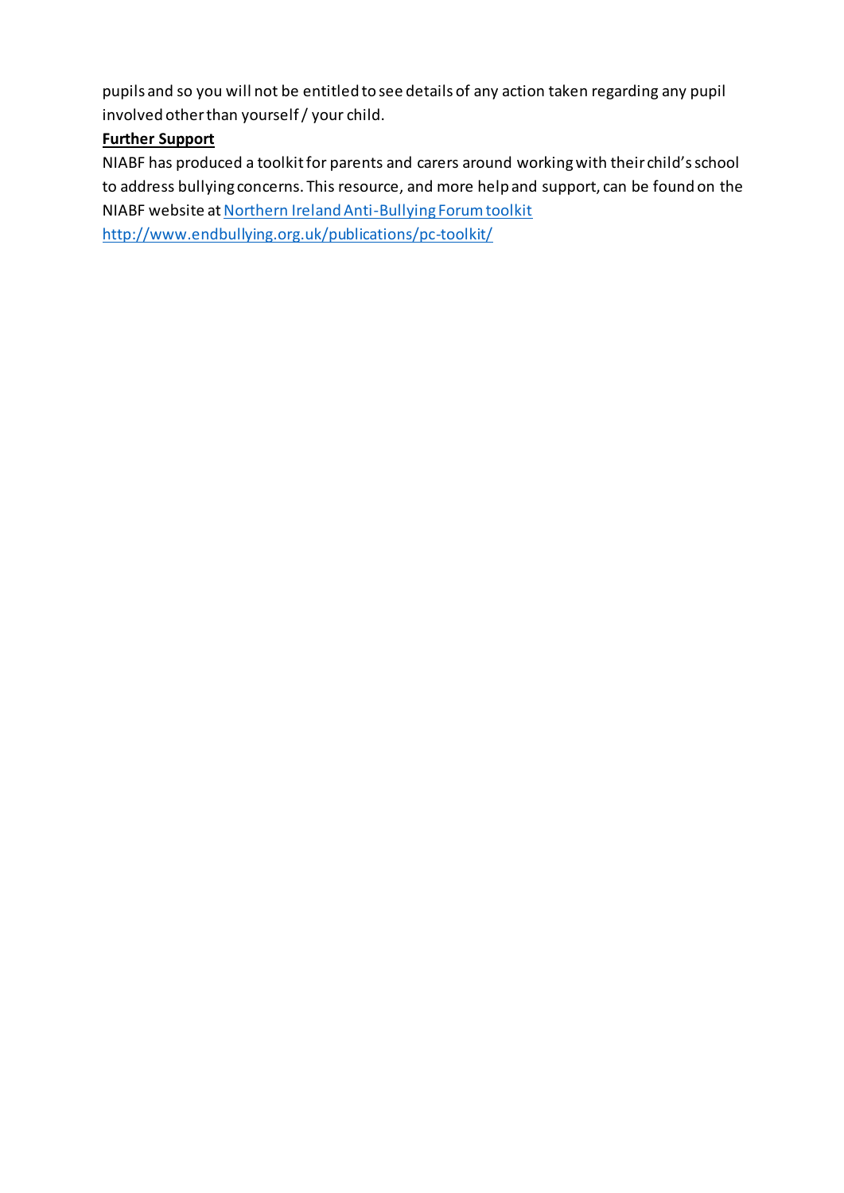pupils and so you will not be entitled to see details of any action taken regarding any pupil involved other than yourself / your child.

**Further Support**

NIABF has produced a toolkit for parents and carers around working with their child's school to address bullying concerns. This resource, and more help and support, can be found on the NIABF website at [Northern Ireland Anti-Bullying Forum toolkit](http://www.endbullying.org.uk/publications/pc-toolkit/)
http://www.endbullying.org.uk/publications/pc-toolkit/